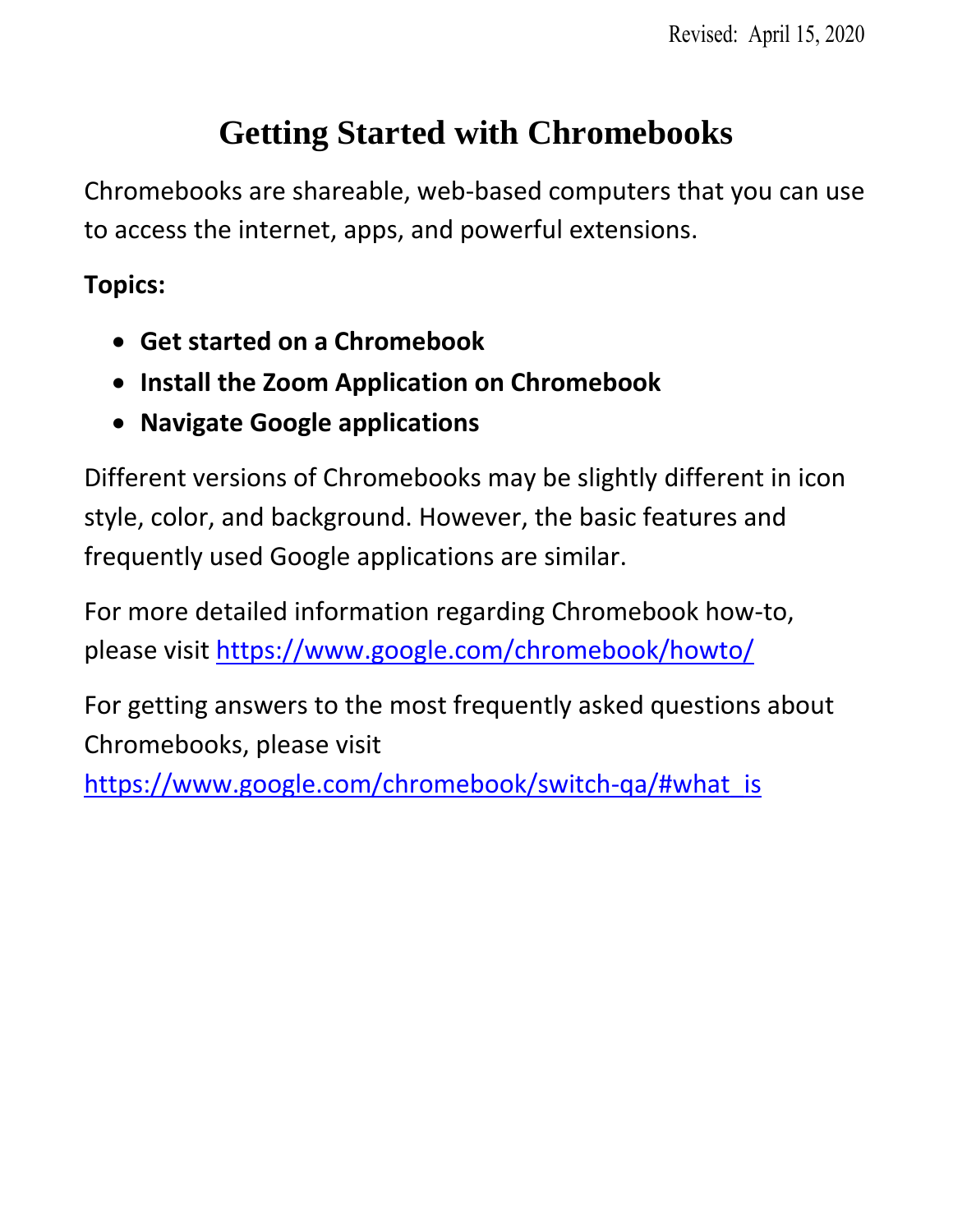Revised: April 15, 2020

# Getting Started with Chromebooks

Chromebooks are shareable, web-based computers that you can use to access the internet, apps, and powerful extensions.

**Topics:**

- **Get started on a Chromebook**
- **Install the Zoom Application on Chromebook**
- **Navigate Google applications**

Different versions of Chromebooks may be slightly different in icon style, color, and background. However, the basic features and frequently used Google applications are similar.

For more detailed information regarding Chromebook how-to, please visit [https://www.google.com/chromebook/howto/](https://www.google.com/chromebook/howto/)

For getting answers to the most frequently asked questions about Chromebooks, please visit [https://www.google.com/chromebook/switch-qa/#what_is](https://www.google.com/chromebook/switch-qa/#what_is)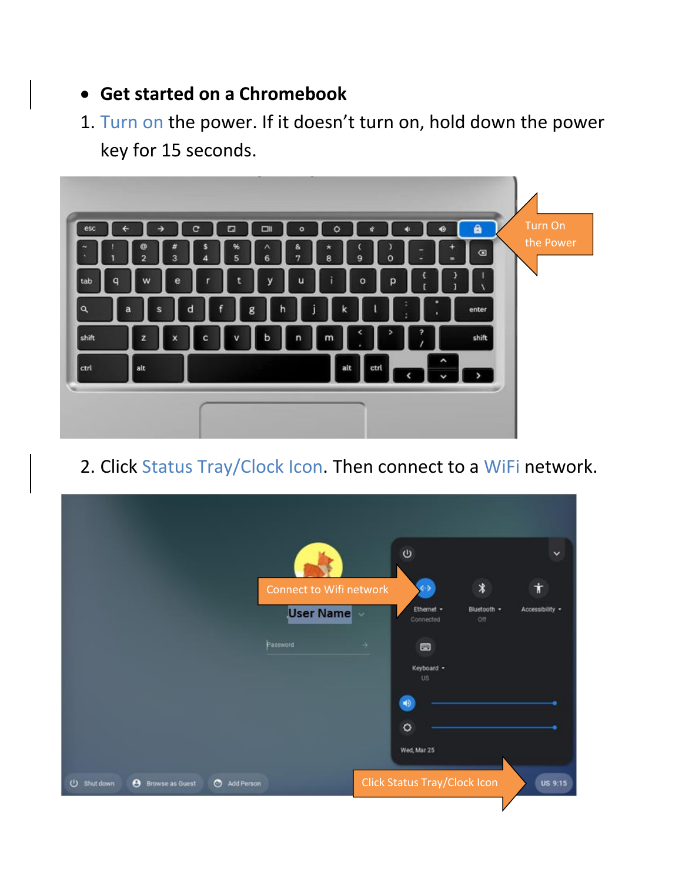- **Get started on a Chromebook**

1. Turn on the power. If it doesn't turn on, hold down the power key for 15 seconds.

2. Click Status Tray/Clock Icon. Then connect to a WiFi network.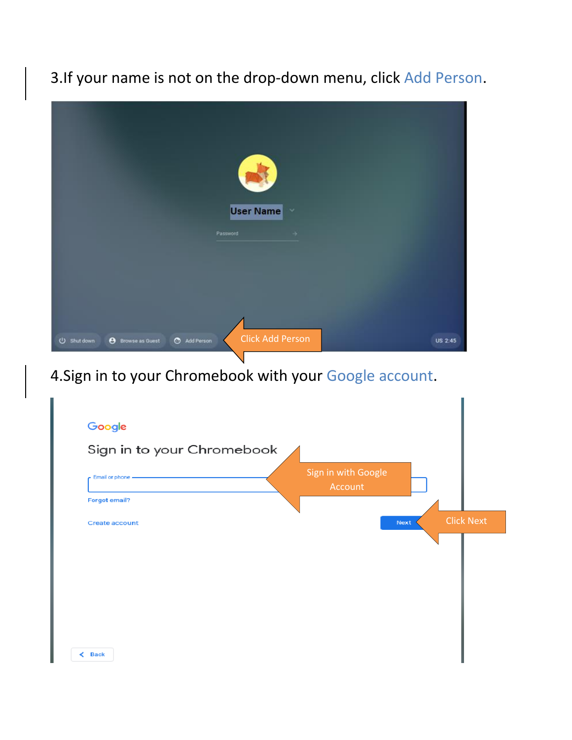3.If your name is not on the drop-down menu, click Add Person.

User Name

Password

Shut down Browse as Guest Add Person

Click Add Person

US 2:45

4.Sign in to your Chromebook with your Google account.

Google

Sign in to your Chromebook

Email or phone

Sign in with Google Account

Forgot email?

Create account

Next

Click Next

Back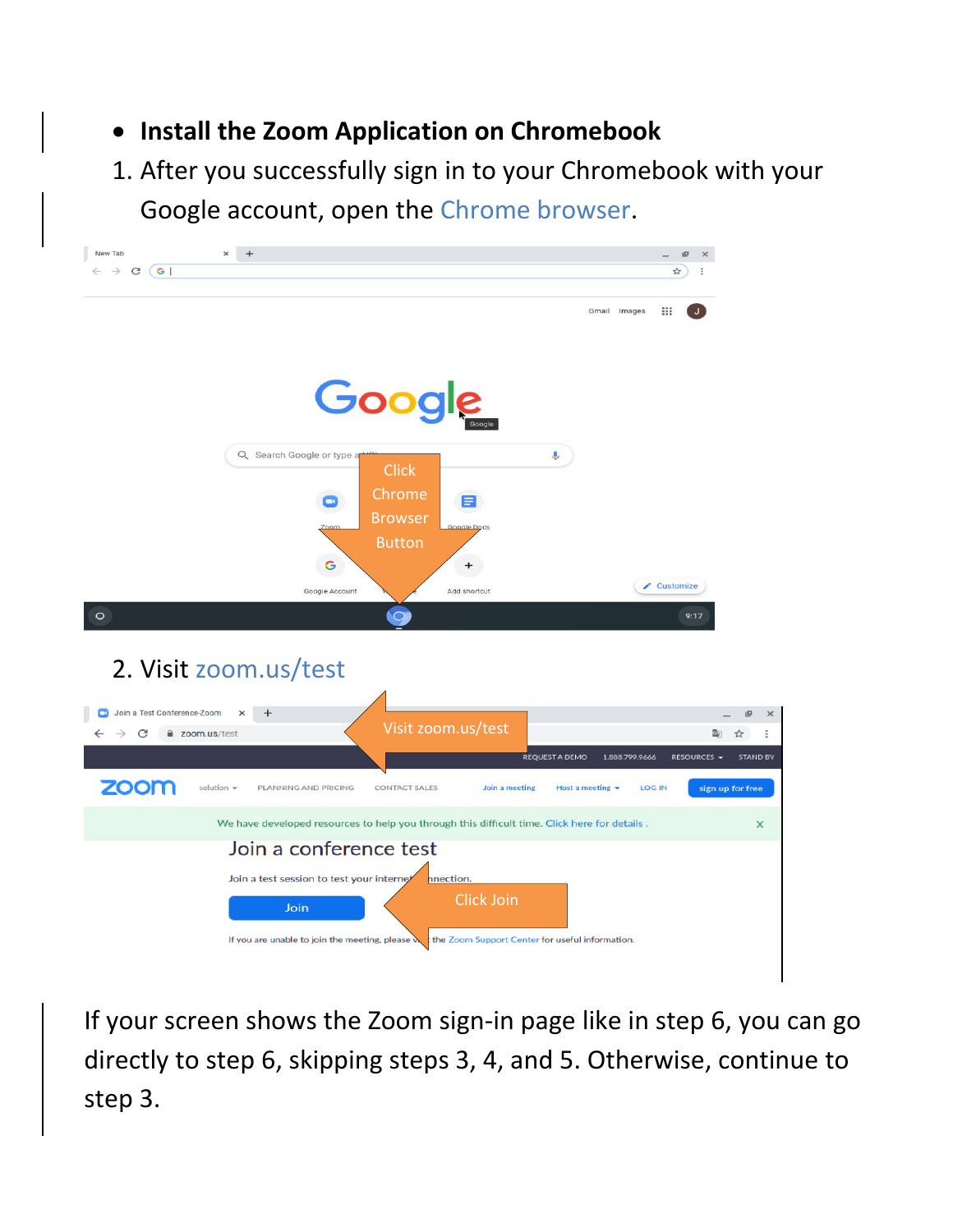- **Install the Zoom Application on Chromebook**

1. After you successfully sign in to your Chromebook with your Google account, open the Chrome browser.

2. Visit zoom.us/test

If your screen shows the Zoom sign-in page like in step 6, you can go directly to step 6, skipping steps 3, 4, and 5. Otherwise, continue to step 3.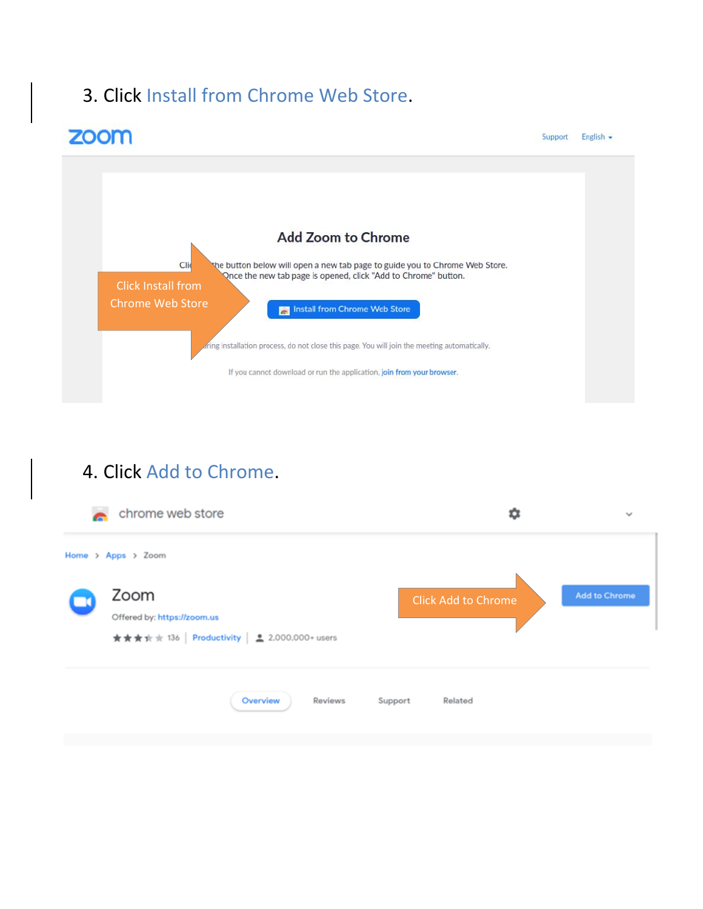3. Click Install from Chrome Web Store.

4. Click Add to Chrome.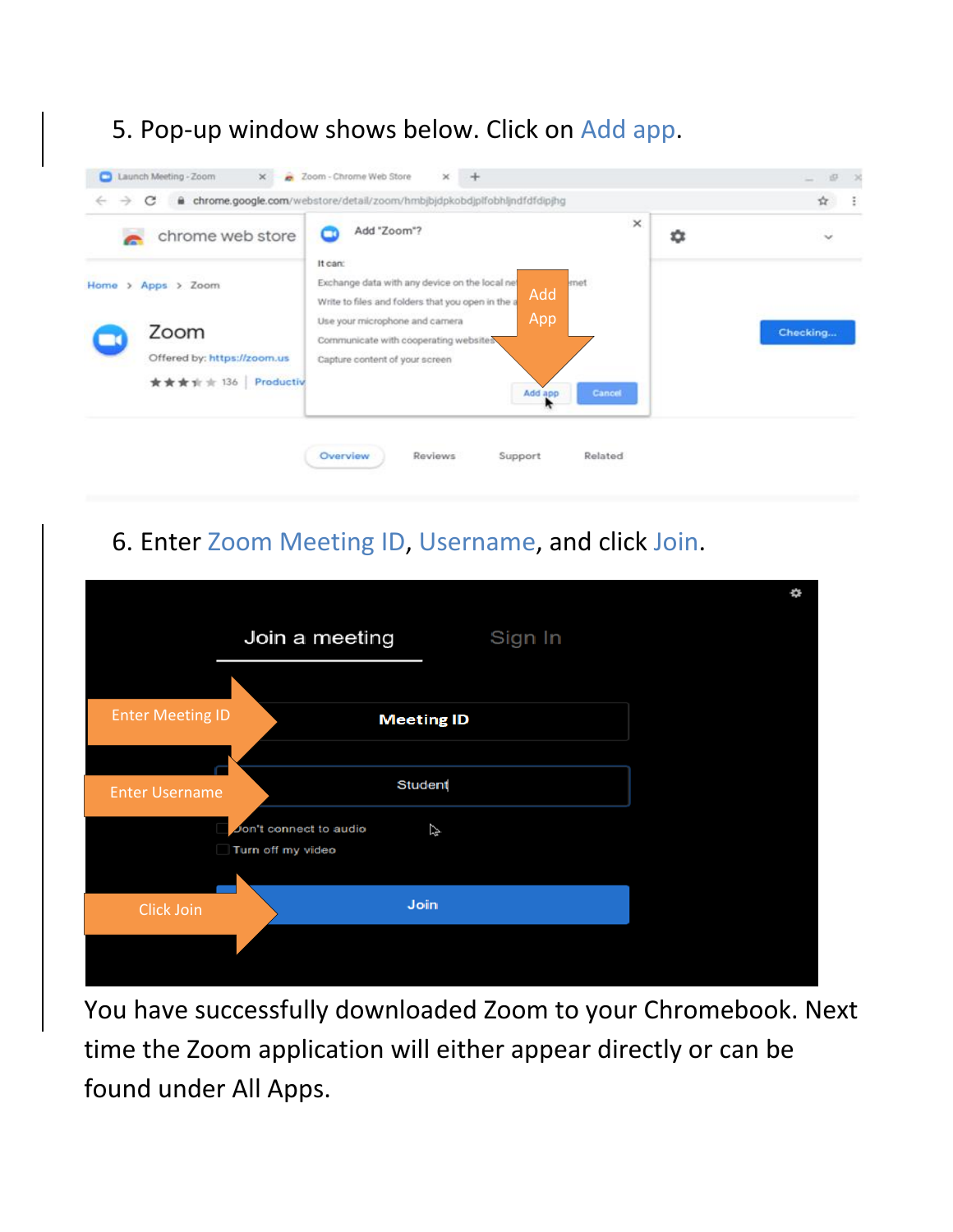5. Pop-up window shows below. Click on Add app.

6. Enter Zoom Meeting ID, Username, and click Join.

You have successfully downloaded Zoom to your Chromebook. Next time the Zoom application will either appear directly or can be found under All Apps.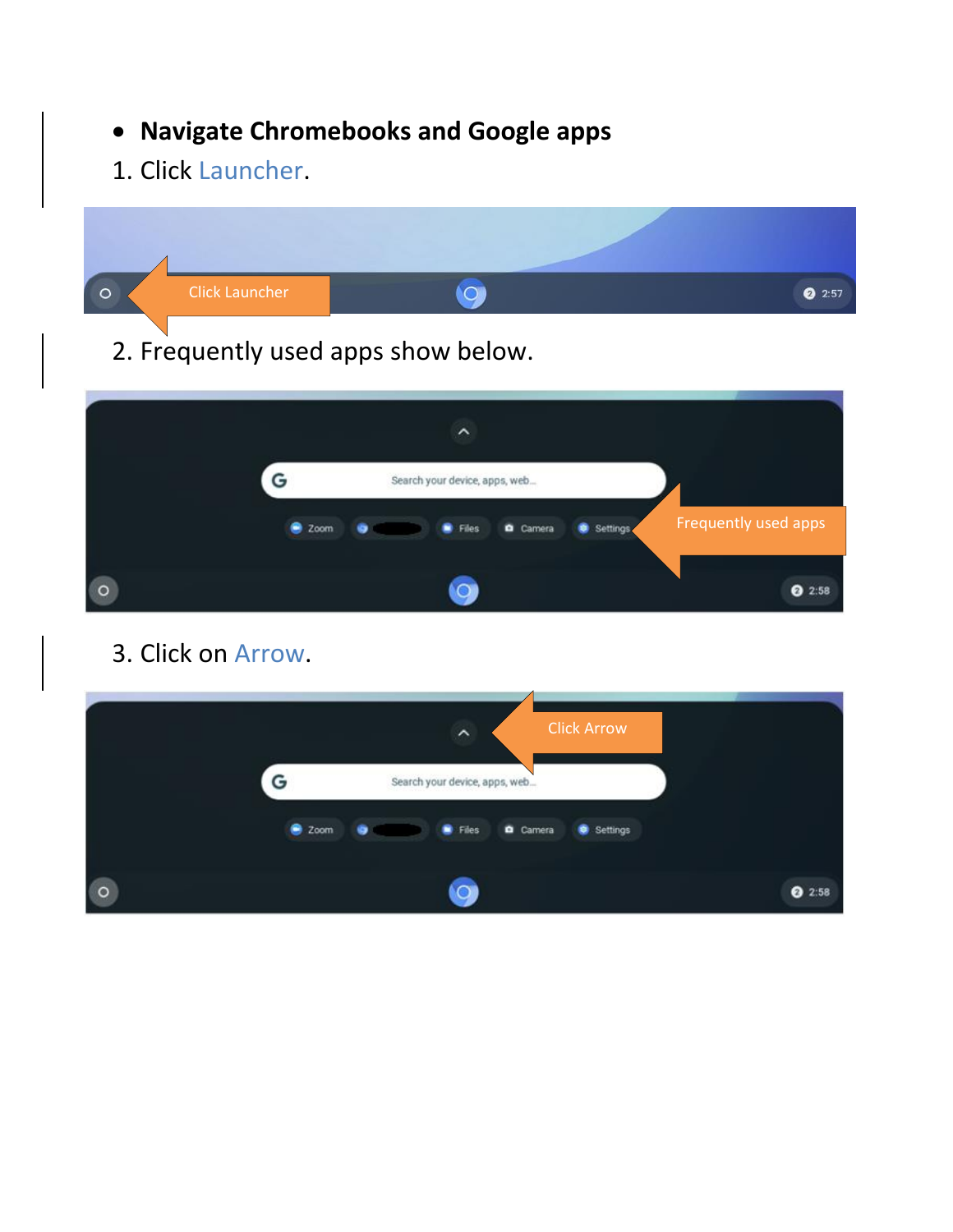- **Navigate Chromebooks and Google apps**

1. Click Launcher.

2. Frequently used apps show below.

3. Click on Arrow.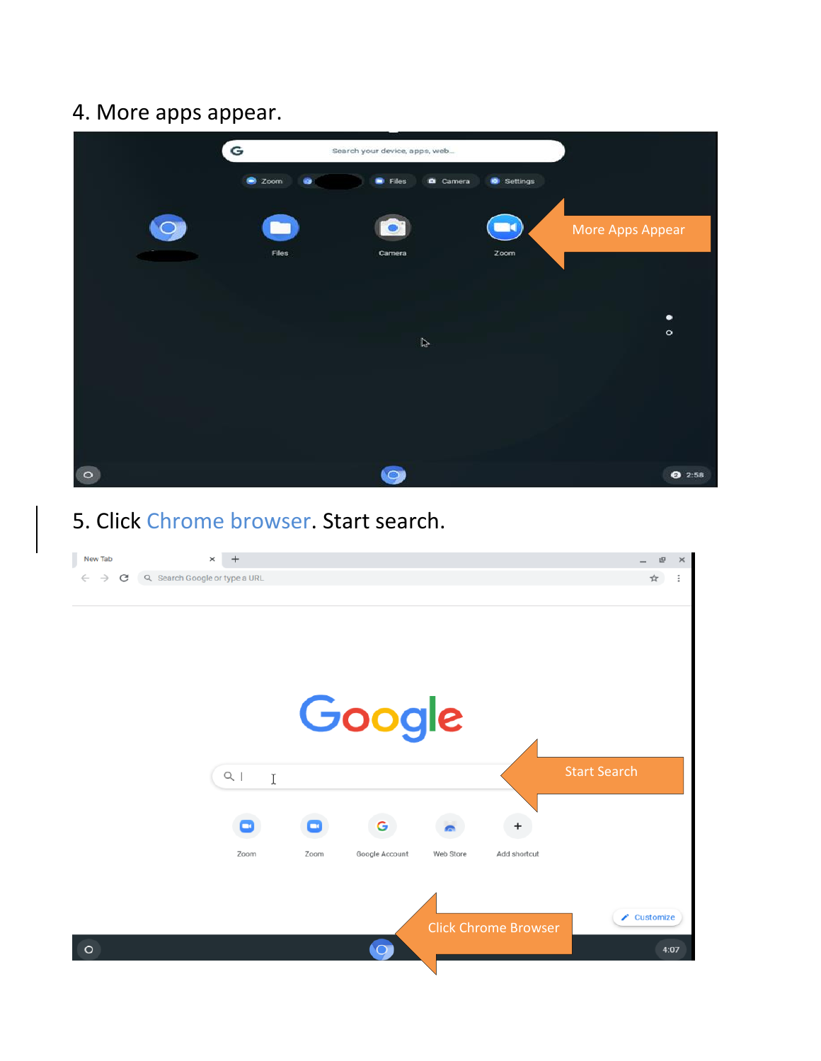4. More apps appear.

5. Click Chrome browser. Start search.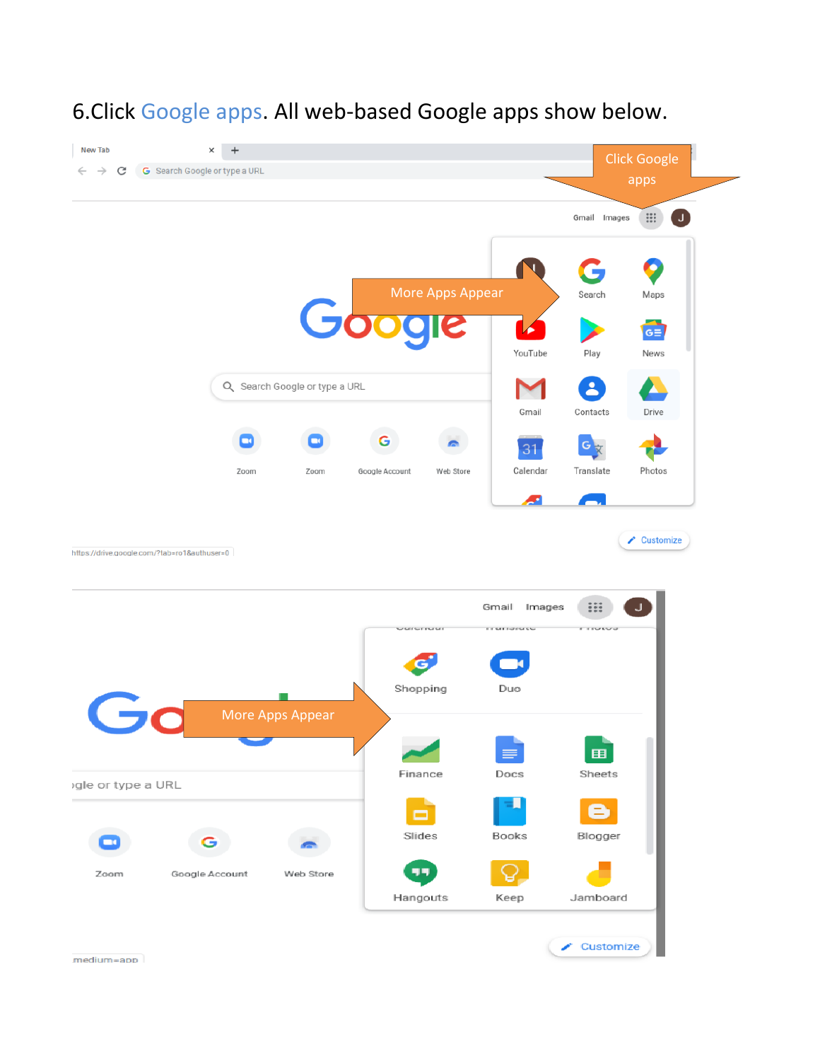6.Click Google apps. All web-based Google apps show below.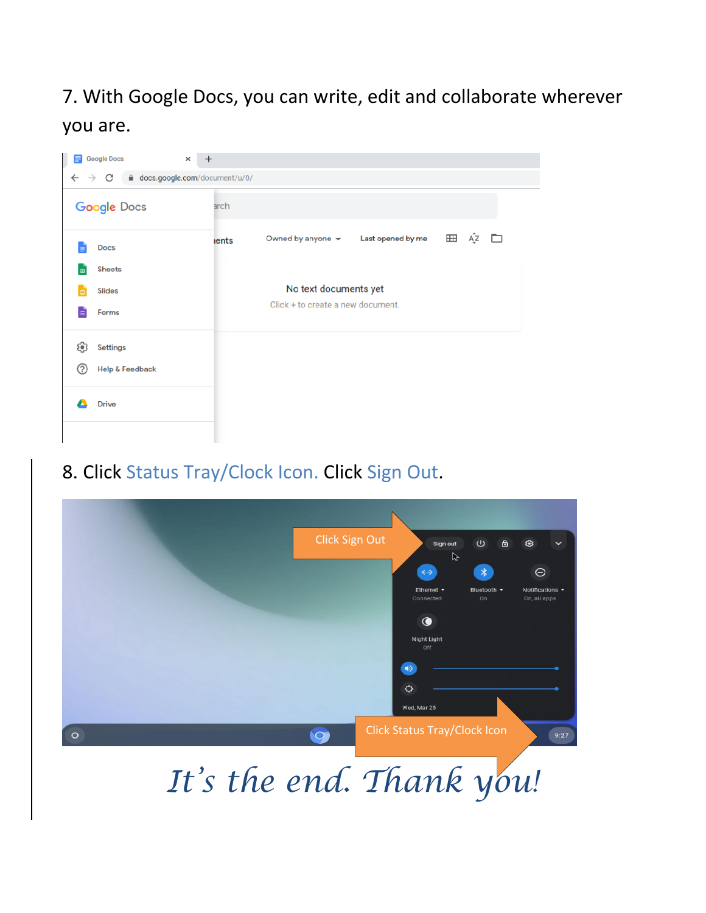7. With Google Docs, you can write, edit and collaborate wherever you are.

8. Click Status Tray/Clock Icon. Click Sign Out.

*It's the end. Thank you!*